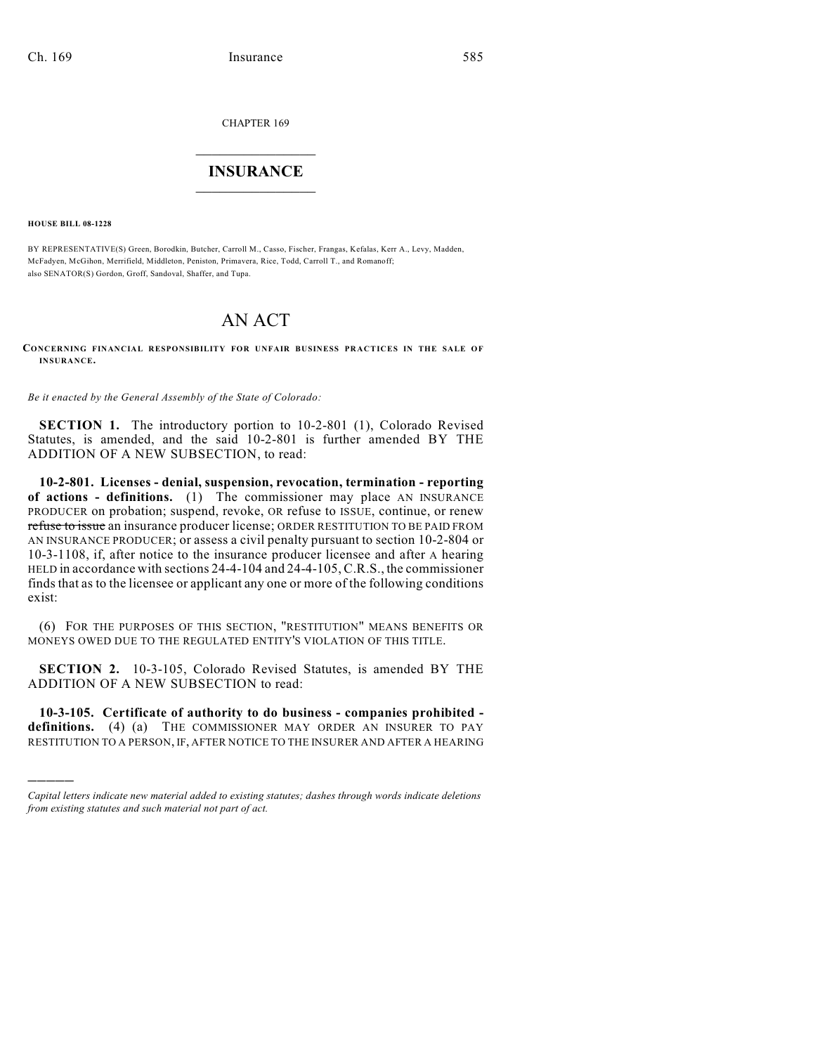CHAPTER 169

# INSURANCE

**HOUSE BILL 08-1228**

BY REPRESENTATIVE(S) Green, Borodkin, Butcher, Carroll M., Casso, Fischer, Frangas, Kefalas, Kerr A., Levy, Madden, McFadyen, McGihon, Merrifield, Middleton, Peniston, Primavera, Rice, Todd, Carroll T., and Romanoff; also SENATOR(S) Gordon, Groff, Sandoval, Shaffer, and Tupa.

# AN ACT

**CONCERNING FINANCIAL RESPONSIBILITY FOR UNFAIR BUSINESS PRACTICES IN THE SALE OF INSURANCE.**

*Be it enacted by the General Assembly of the State of Colorado:*

**SECTION 1.** The introductory portion to 10-2-801 (1), Colorado Revised Statutes, is amended, and the said 10-2-801 is further amended BY THE ADDITION OF A NEW SUBSECTION, to read:

**10-2-801. Licenses - denial, suspension, revocation, termination - reporting of actions - definitions.** (1) The commissioner may place AN INSURANCE PRODUCER on probation; suspend, revoke, OR refuse to ISSUE, continue, or renew ~~refuse to issue~~ an insurance producer license; ORDER RESTITUTION TO BE PAID FROM AN INSURANCE PRODUCER; or assess a civil penalty pursuant to section 10-2-804 or 10-3-1108, if, after notice to the insurance producer licensee and after A hearing HELD in accordance with sections 24-4-104 and 24-4-105, C.R.S., the commissioner finds that as to the licensee or applicant any one or more of the following conditions exist:

(6) FOR THE PURPOSES OF THIS SECTION, "RESTITUTION" MEANS BENEFITS OR MONEYS OWED DUE TO THE REGULATED ENTITY'S VIOLATION OF THIS TITLE.

**SECTION 2.** 10-3-105, Colorado Revised Statutes, is amended BY THE ADDITION OF A NEW SUBSECTION to read:

**10-3-105. Certificate of authority to do business - companies prohibited - definitions.** (4) (a) THE COMMISSIONER MAY ORDER AN INSURER TO PAY RESTITUTION TO A PERSON, IF, AFTER NOTICE TO THE INSURER AND AFTER A HEARING

*Capital letters indicate new material added to existing statutes; dashes through words indicate deletions from existing statutes and such material not part of act.*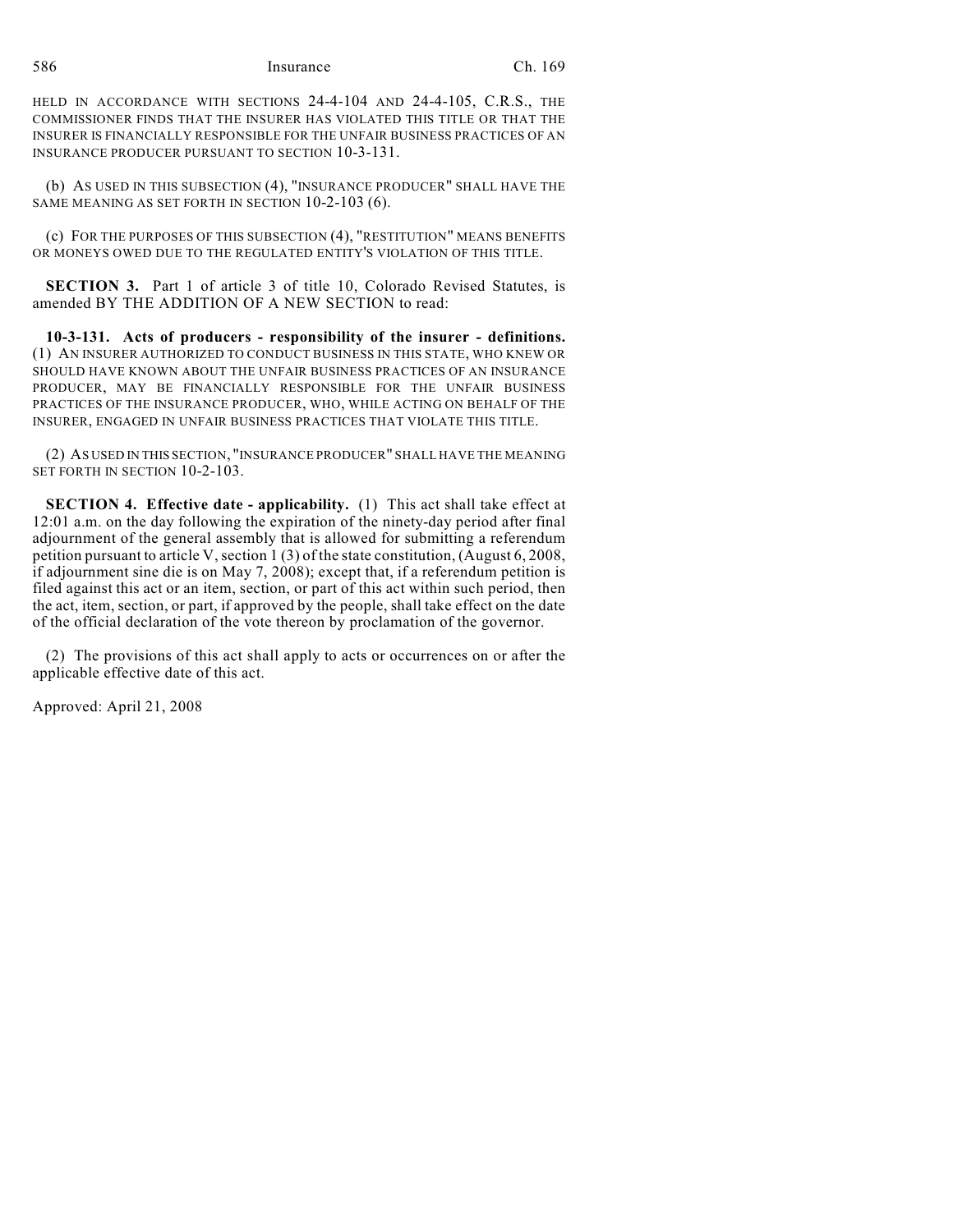HELD IN ACCORDANCE WITH SECTIONS 24-4-104 AND 24-4-105, C.R.S., THE COMMISSIONER FINDS THAT THE INSURER HAS VIOLATED THIS TITLE OR THAT THE INSURER IS FINANCIALLY RESPONSIBLE FOR THE UNFAIR BUSINESS PRACTICES OF AN INSURANCE PRODUCER PURSUANT TO SECTION 10-3-131.

(b) AS USED IN THIS SUBSECTION (4), "INSURANCE PRODUCER" SHALL HAVE THE SAME MEANING AS SET FORTH IN SECTION 10-2-103 (6).

(c) FOR THE PURPOSES OF THIS SUBSECTION (4), "RESTITUTION" MEANS BENEFITS OR MONEYS OWED DUE TO THE REGULATED ENTITY'S VIOLATION OF THIS TITLE.

**SECTION 3.** Part 1 of article 3 of title 10, Colorado Revised Statutes, is amended BY THE ADDITION OF A NEW SECTION to read:

**10-3-131. Acts of producers - responsibility of the insurer - definitions.** (1) AN INSURER AUTHORIZED TO CONDUCT BUSINESS IN THIS STATE, WHO KNEW OR SHOULD HAVE KNOWN ABOUT THE UNFAIR BUSINESS PRACTICES OF AN INSURANCE PRODUCER, MAY BE FINANCIALLY RESPONSIBLE FOR THE UNFAIR BUSINESS PRACTICES OF THE INSURANCE PRODUCER, WHO, WHILE ACTING ON BEHALF OF THE INSURER, ENGAGED IN UNFAIR BUSINESS PRACTICES THAT VIOLATE THIS TITLE.

(2) AS USED IN THIS SECTION, "INSURANCE PRODUCER" SHALL HAVE THE MEANING SET FORTH IN SECTION 10-2-103.

**SECTION 4. Effective date - applicability.** (1) This act shall take effect at 12:01 a.m. on the day following the expiration of the ninety-day period after final adjournment of the general assembly that is allowed for submitting a referendum petition pursuant to article V, section 1 (3) of the state constitution, (August 6, 2008, if adjournment sine die is on May 7, 2008); except that, if a referendum petition is filed against this act or an item, section, or part of this act within such period, then the act, item, section, or part, if approved by the people, shall take effect on the date of the official declaration of the vote thereon by proclamation of the governor.

(2) The provisions of this act shall apply to acts or occurrences on or after the applicable effective date of this act.

Approved: April 21, 2008